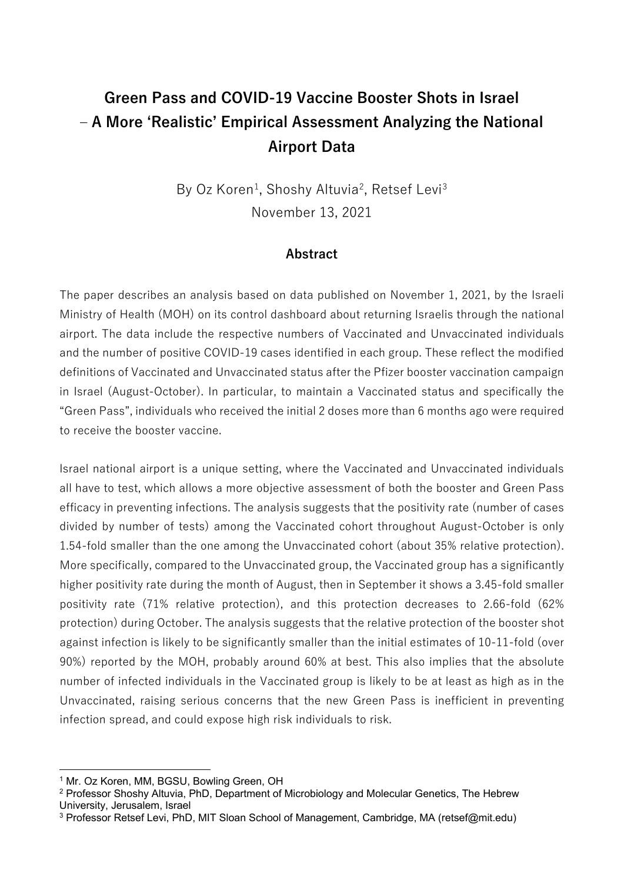# Green Pass and COVID-19 Vaccine Booster Shots in Israel – A More 'Realistic' Empirical Assessment Analyzing the National Airport Data

By Oz Koren[1], Shoshy Altuvia[2], Retsef Levi[3]

November 13, 2021

## Abstract

The paper describes an analysis based on data published on November 1, 2021, by the Israeli Ministry of Health (MOH) on its control dashboard about returning Israelis through the national airport. The data include the respective numbers of Vaccinated and Unvaccinated individuals and the number of positive COVID-19 cases identified in each group. These reflect the modified definitions of Vaccinated and Unvaccinated status after the Pfizer booster vaccination campaign in Israel (August-October). In particular, to maintain a Vaccinated status and specifically the "Green Pass", individuals who received the initial 2 doses more than 6 months ago were required to receive the booster vaccine.

Israel national airport is a unique setting, where the Vaccinated and Unvaccinated individuals all have to test, which allows a more objective assessment of both the booster and Green Pass efficacy in preventing infections. The analysis suggests that the positivity rate (number of cases divided by number of tests) among the Vaccinated cohort throughout August-October is only 1.54-fold smaller than the one among the Unvaccinated cohort (about 35% relative protection). More specifically, compared to the Unvaccinated group, the Vaccinated group has a significantly higher positivity rate during the month of August, then in September it shows a 3.45-fold smaller positivity rate (71% relative protection), and this protection decreases to 2.66-fold (62% protection) during October. The analysis suggests that the relative protection of the booster shot against infection is likely to be significantly smaller than the initial estimates of 10-11-fold (over 90%) reported by the MOH, probably around 60% at best. This also implies that the absolute number of infected individuals in the Vaccinated group is likely to be at least as high as in the Unvaccinated, raising serious concerns that the new Green Pass is inefficient in preventing infection spread, and could expose high risk individuals to risk.

---

[1] Mr. Oz Koren, MM, BGSU, Bowling Green, OH

[2] Professor Shoshy Altuvia, PhD, Department of Microbiology and Molecular Genetics, The Hebrew University, Jerusalem, Israel

[3] Professor Retsef Levi, PhD, MIT Sloan School of Management, Cambridge, MA (retsef@mit.edu)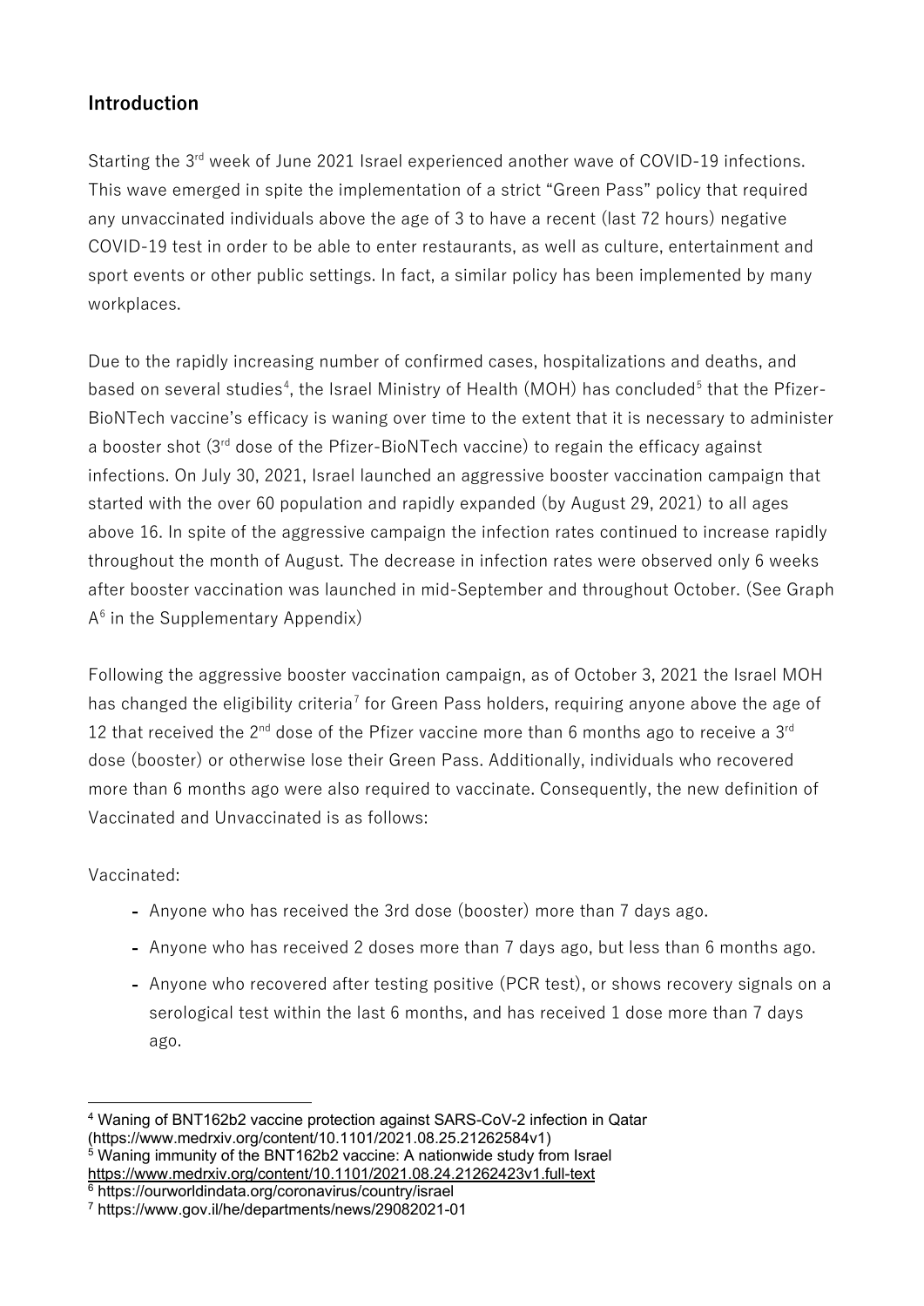## Introduction

Starting the 3rd week of June 2021 Israel experienced another wave of COVID-19 infections. This wave emerged in spite the implementation of a strict "Green Pass" policy that required any unvaccinated individuals above the age of 3 to have a recent (last 72 hours) negative COVID-19 test in order to be able to enter restaurants, as well as culture, entertainment and sport events or other public settings. In fact, a similar policy has been implemented by many workplaces.

Due to the rapidly increasing number of confirmed cases, hospitalizations and deaths, and based on several studies[4], the Israel Ministry of Health (MOH) has concluded[5] that the Pfizer-BioNTech vaccine's efficacy is waning over time to the extent that it is necessary to administer a booster shot (3rd dose of the Pfizer-BioNTech vaccine) to regain the efficacy against infections. On July 30, 2021, Israel launched an aggressive booster vaccination campaign that started with the over 60 population and rapidly expanded (by August 29, 2021) to all ages above 16. In spite of the aggressive campaign the infection rates continued to increase rapidly throughout the month of August. The decrease in infection rates were observed only 6 weeks after booster vaccination was launched in mid-September and throughout October. (See Graph A[6] in the Supplementary Appendix)

Following the aggressive booster vaccination campaign, as of October 3, 2021 the Israel MOH has changed the eligibility criteria[7] for Green Pass holders, requiring anyone above the age of 12 that received the 2nd dose of the Pfizer vaccine more than 6 months ago to receive a 3rd dose (booster) or otherwise lose their Green Pass. Additionally, individuals who recovered more than 6 months ago were also required to vaccinate. Consequently, the new definition of Vaccinated and Unvaccinated is as follows:

Vaccinated:

- Anyone who has received the 3rd dose (booster) more than 7 days ago.
- Anyone who has received 2 doses more than 7 days ago, but less than 6 months ago.
- Anyone who recovered after testing positive (PCR test), or shows recovery signals on a serological test within the last 6 months, and has received 1 dose more than 7 days ago.

---

[4] Waning of BNT162b2 vaccine protection against SARS-CoV-2 infection in Qatar (https://www.medrxiv.org/content/10.1101/2021.08.25.21262584v1)

[5] Waning immunity of the BNT162b2 vaccine: A nationwide study from Israel https://www.medrxiv.org/content/10.1101/2021.08.24.21262423v1.full-text

[6] https://ourworldindata.org/coronavirus/country/israel

[7] https://www.gov.il/he/departments/news/29082021-01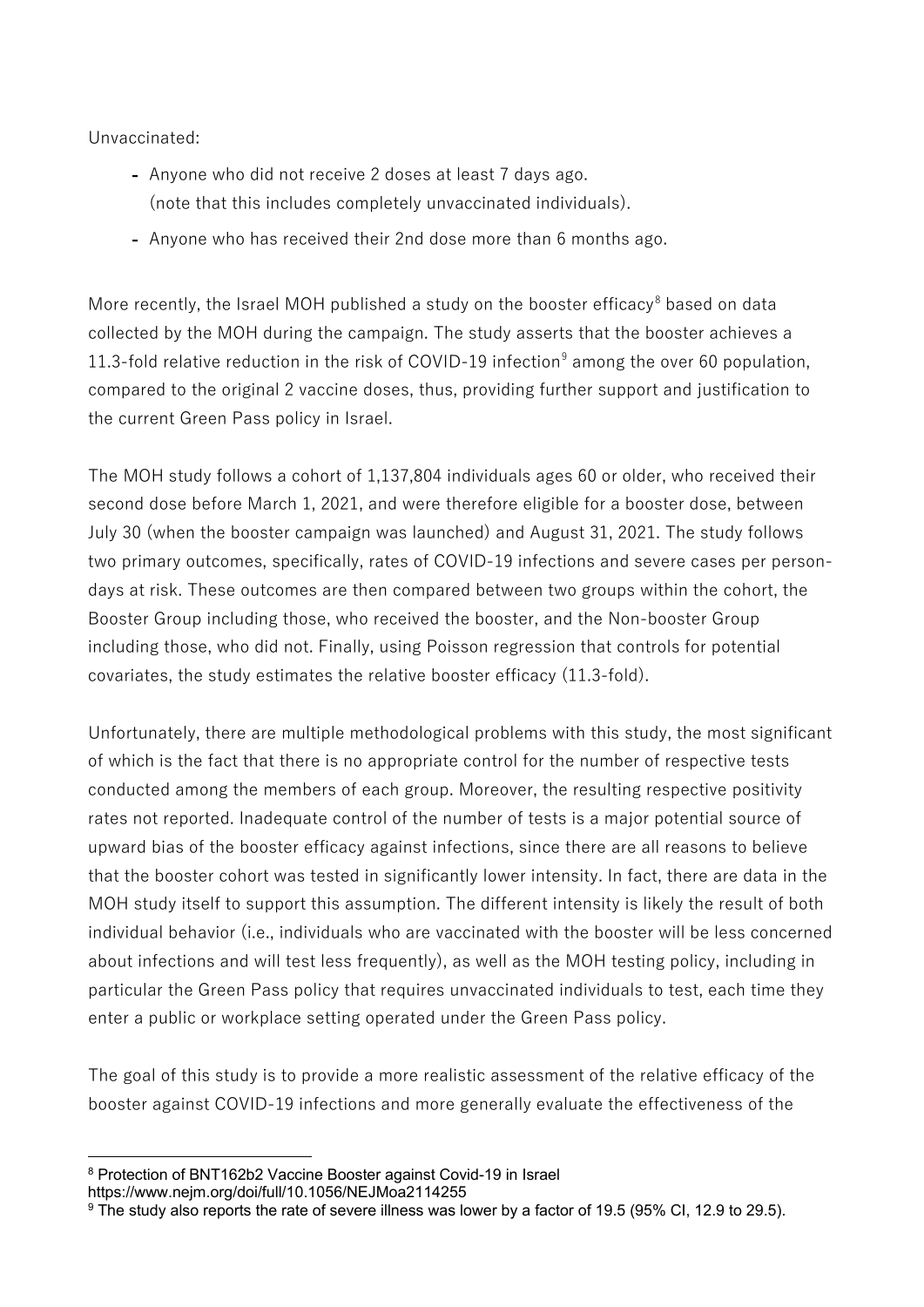Unvaccinated:

- Anyone who did not receive 2 doses at least 7 days ago. (note that this includes completely unvaccinated individuals).
- Anyone who has received their 2nd dose more than 6 months ago.

More recently, the Israel MOH published a study on the booster efficacy[8] based on data collected by the MOH during the campaign. The study asserts that the booster achieves a 11.3-fold relative reduction in the risk of COVID-19 infection[9] among the over 60 population, compared to the original 2 vaccine doses, thus, providing further support and justification to the current Green Pass policy in Israel.

The MOH study follows a cohort of 1,137,804 individuals ages 60 or older, who received their second dose before March 1, 2021, and were therefore eligible for a booster dose, between July 30 (when the booster campaign was launched) and August 31, 2021. The study follows two primary outcomes, specifically, rates of COVID-19 infections and severe cases per person-days at risk. These outcomes are then compared between two groups within the cohort, the Booster Group including those, who received the booster, and the Non-booster Group including those, who did not. Finally, using Poisson regression that controls for potential covariates, the study estimates the relative booster efficacy (11.3-fold).

Unfortunately, there are multiple methodological problems with this study, the most significant of which is the fact that there is no appropriate control for the number of respective tests conducted among the members of each group. Moreover, the resulting respective positivity rates not reported. Inadequate control of the number of tests is a major potential source of upward bias of the booster efficacy against infections, since there are all reasons to believe that the booster cohort was tested in significantly lower intensity. In fact, there are data in the MOH study itself to support this assumption. The different intensity is likely the result of both individual behavior (i.e., individuals who are vaccinated with the booster will be less concerned about infections and will test less frequently), as well as the MOH testing policy, including in particular the Green Pass policy that requires unvaccinated individuals to test, each time they enter a public or workplace setting operated under the Green Pass policy.

The goal of this study is to provide a more realistic assessment of the relative efficacy of the booster against COVID-19 infections and more generally evaluate the effectiveness of the

---

[8] Protection of BNT162b2 Vaccine Booster against Covid-19 in Israel https://www.nejm.org/doi/full/10.1056/NEJMoa2114255

[9] The study also reports the rate of severe illness was lower by a factor of 19.5 (95% CI, 12.9 to 29.5).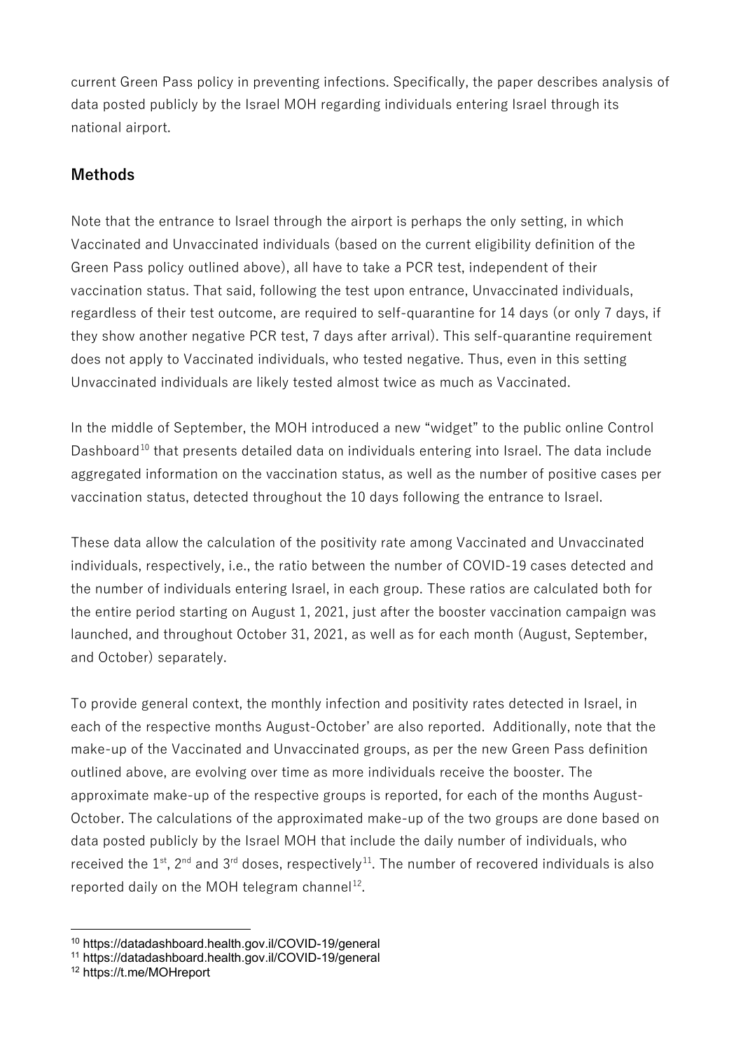current Green Pass policy in preventing infections. Specifically, the paper describes analysis of data posted publicly by the Israel MOH regarding individuals entering Israel through its national airport.

## Methods

Note that the entrance to Israel through the airport is perhaps the only setting, in which Vaccinated and Unvaccinated individuals (based on the current eligibility definition of the Green Pass policy outlined above), all have to take a PCR test, independent of their vaccination status. That said, following the test upon entrance, Unvaccinated individuals, regardless of their test outcome, are required to self-quarantine for 14 days (or only 7 days, if they show another negative PCR test, 7 days after arrival). This self-quarantine requirement does not apply to Vaccinated individuals, who tested negative. Thus, even in this setting Unvaccinated individuals are likely tested almost twice as much as Vaccinated.

In the middle of September, the MOH introduced a new "widget" to the public online Control Dashboard[10] that presents detailed data on individuals entering into Israel. The data include aggregated information on the vaccination status, as well as the number of positive cases per vaccination status, detected throughout the 10 days following the entrance to Israel.

These data allow the calculation of the positivity rate among Vaccinated and Unvaccinated individuals, respectively, i.e., the ratio between the number of COVID-19 cases detected and the number of individuals entering Israel, in each group. These ratios are calculated both for the entire period starting on August 1, 2021, just after the booster vaccination campaign was launched, and throughout October 31, 2021, as well as for each month (August, September, and October) separately.

To provide general context, the monthly infection and positivity rates detected in Israel, in each of the respective months August-October' are also reported. Additionally, note that the make-up of the Vaccinated and Unvaccinated groups, as per the new Green Pass definition outlined above, are evolving over time as more individuals receive the booster. The approximate make-up of the respective groups is reported, for each of the months August-October. The calculations of the approximated make-up of the two groups are done based on data posted publicly by the Israel MOH that include the daily number of individuals, who received the 1st, 2nd and 3rd doses, respectively[11]. The number of recovered individuals is also reported daily on the MOH telegram channel[12].

[10] https://datadashboard.health.gov.il/COVID-19/general

[11] https://datadashboard.health.gov.il/COVID-19/general

[12] https://t.me/MOHreport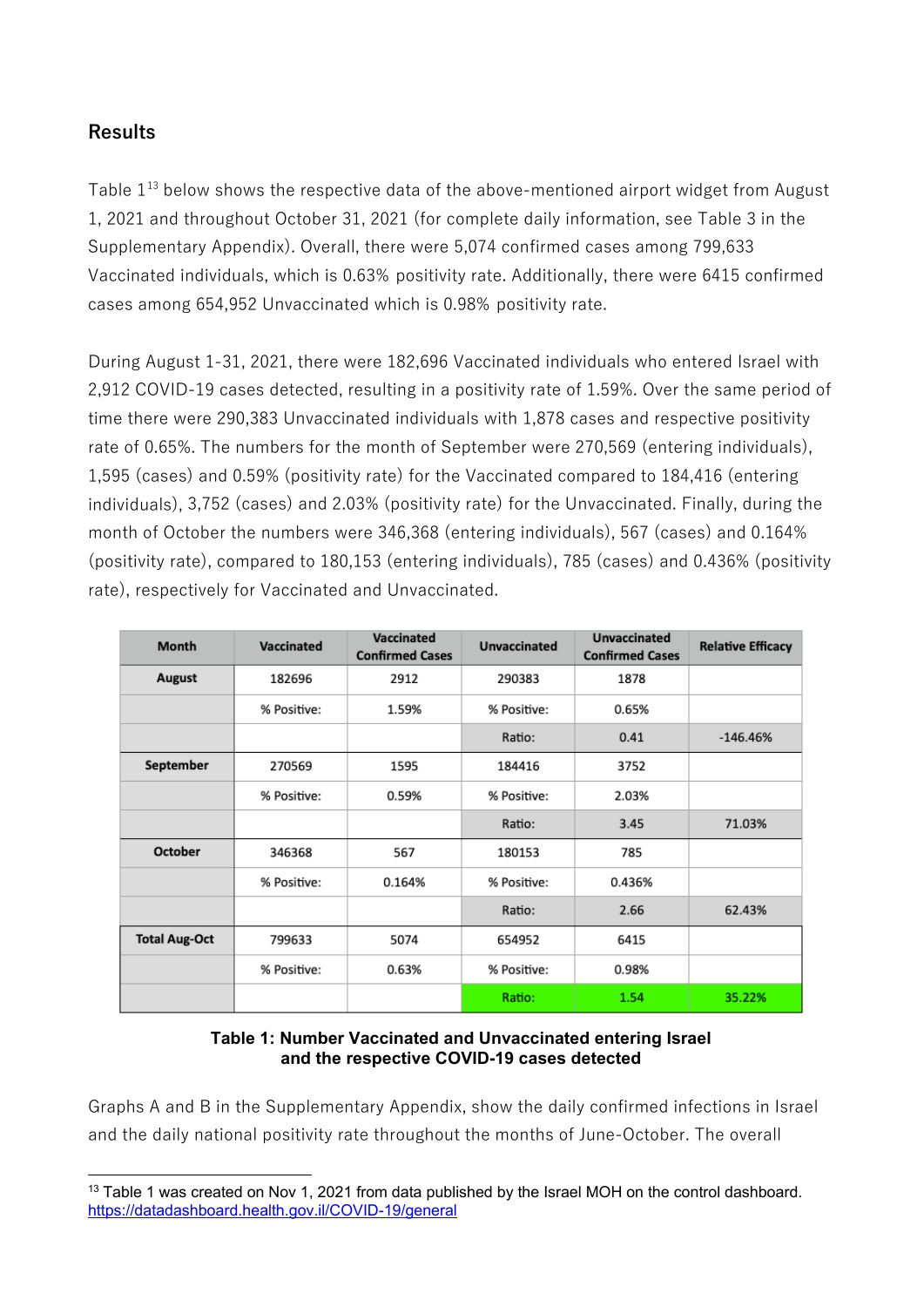## Results

Table 1[13] below shows the respective data of the above-mentioned airport widget from August 1, 2021 and throughout October 31, 2021 (for complete daily information, see Table 3 in the Supplementary Appendix). Overall, there were 5,074 confirmed cases among 799,633 Vaccinated individuals, which is 0.63% positivity rate. Additionally, there were 6415 confirmed cases among 654,952 Unvaccinated which is 0.98% positivity rate.

During August 1-31, 2021, there were 182,696 Vaccinated individuals who entered Israel with 2,912 COVID-19 cases detected, resulting in a positivity rate of 1.59%. Over the same period of time there were 290,383 Unvaccinated individuals with 1,878 cases and respective positivity rate of 0.65%. The numbers for the month of September were 270,569 (entering individuals), 1,595 (cases) and 0.59% (positivity rate) for the Vaccinated compared to 184,416 (entering individuals), 3,752 (cases) and 2.03% (positivity rate) for the Unvaccinated. Finally, during the month of October the numbers were 346,368 (entering individuals), 567 (cases) and 0.164% (positivity rate), compared to 180,153 (entering individuals), 785 (cases) and 0.436% (positivity rate), respectively for Vaccinated and Unvaccinated.

| Month | Vaccinated | Vaccinated Confirmed Cases | Unvaccinated | Unvaccinated Confirmed Cases | Relative Efficacy |
|---|---|---|---|---|---|
| August | 182696 | 2912 | 290383 | 1878 | |
| | % Positive: | 1.59% | % Positive: | 0.65% | |
| | | | Ratio: | 0.41 | -146.46% |
| September | 270569 | 1595 | 184416 | 3752 | |
| | % Positive: | 0.59% | % Positive: | 2.03% | |
| | | | Ratio: | 3.45 | 71.03% |
| October | 346368 | 567 | 180153 | 785 | |
| | % Positive: | 0.164% | % Positive: | 0.436% | |
| | | | Ratio: | 2.66 | 62.43% |
| Total Aug-Oct | 799633 | 5074 | 654952 | 6415 | |
| | % Positive: | 0.63% | % Positive: | 0.98% | |
| | | | Ratio: | 1.54 | 35.22% |

**Table 1: Number Vaccinated and Unvaccinated entering Israel and the respective COVID-19 cases detected**

Graphs A and B in the Supplementary Appendix, show the daily confirmed infections in Israel and the daily national positivity rate throughout the months of June-October. The overall

[13] Table 1 was created on Nov 1, 2021 from data published by the Israel MOH on the control dashboard. https://datadashboard.health.gov.il/COVID-19/general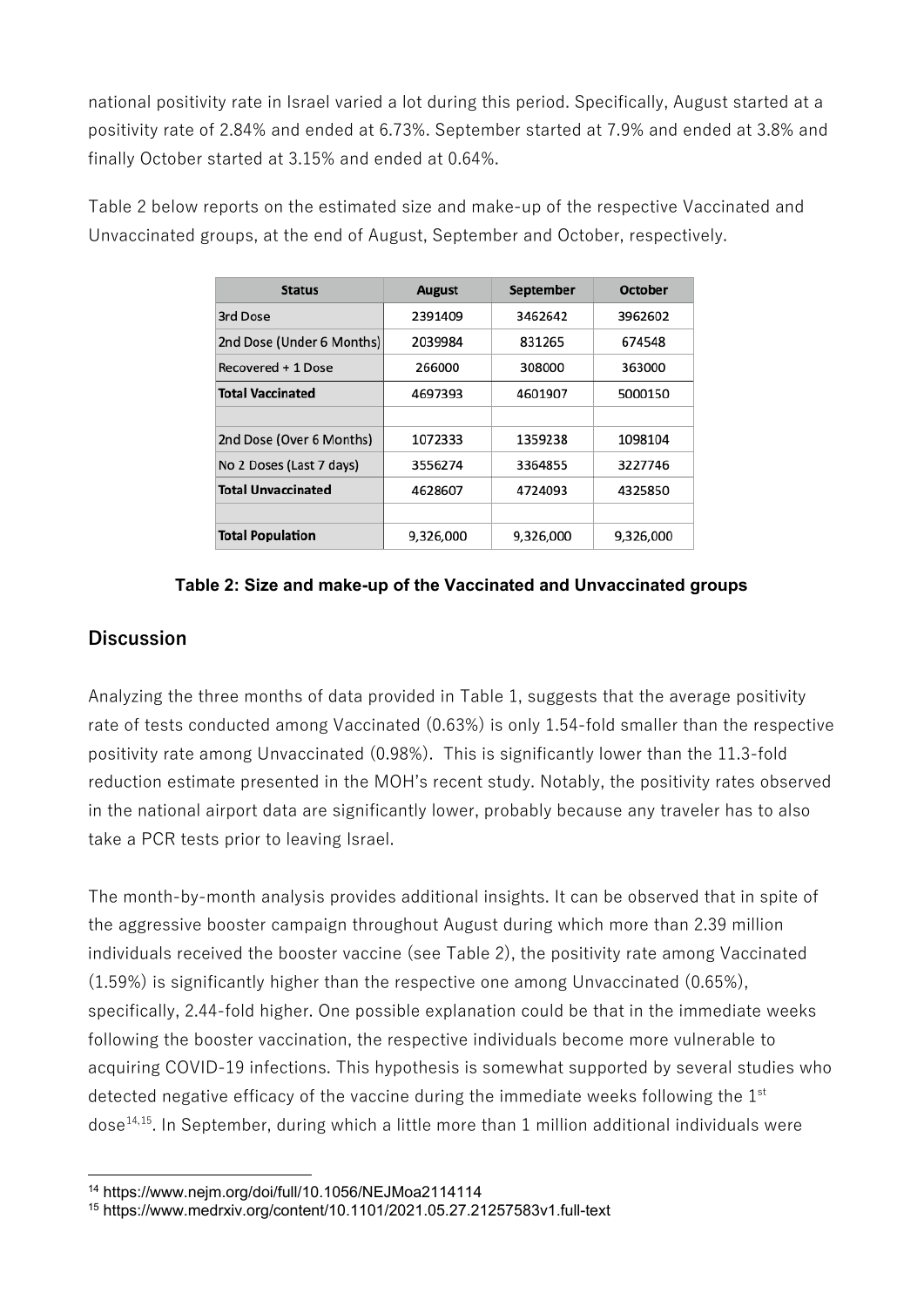national positivity rate in Israel varied a lot during this period. Specifically, August started at a positivity rate of 2.84% and ended at 6.73%. September started at 7.9% and ended at 3.8% and finally October started at 3.15% and ended at 0.64%.

Table 2 below reports on the estimated size and make-up of the respective Vaccinated and Unvaccinated groups, at the end of August, September and October, respectively.

| Status | August | September | October |
|---|---|---|---|
| 3rd Dose | 2391409 | 3462642 | 3962602 |
| 2nd Dose (Under 6 Months) | 2039984 | 831265 | 674548 |
| Recovered + 1 Dose | 266000 | 308000 | 363000 |
| **Total Vaccinated** | 4697393 | 4601907 | 5000150 |
| | | | |
| 2nd Dose (Over 6 Months) | 1072333 | 1359238 | 1098104 |
| No 2 Doses (Last 7 days) | 3556274 | 3364855 | 3227746 |
| **Total Unvaccinated** | 4628607 | 4724093 | 4325850 |
| | | | |
| **Total Population** | 9,326,000 | 9,326,000 | 9,326,000 |

**Table 2: Size and make-up of the Vaccinated and Unvaccinated groups**

## Discussion

Analyzing the three months of data provided in Table 1, suggests that the average positivity rate of tests conducted among Vaccinated (0.63%) is only 1.54-fold smaller than the respective positivity rate among Unvaccinated (0.98%). This is significantly lower than the 11.3-fold reduction estimate presented in the MOH's recent study. Notably, the positivity rates observed in the national airport data are significantly lower, probably because any traveler has to also take a PCR tests prior to leaving Israel.

The month-by-month analysis provides additional insights. It can be observed that in spite of the aggressive booster campaign throughout August during which more than 2.39 million individuals received the booster vaccine (see Table 2), the positivity rate among Vaccinated (1.59%) is significantly higher than the respective one among Unvaccinated (0.65%), specifically, 2.44-fold higher. One possible explanation could be that in the immediate weeks following the booster vaccination, the respective individuals become more vulnerable to acquiring COVID-19 infections. This hypothesis is somewhat supported by several studies who detected negative efficacy of the vaccine during the immediate weeks following the 1st dose[14,15]. In September, during which a little more than 1 million additional individuals were

[14] https://www.nejm.org/doi/full/10.1056/NEJMoa2114114

[15] https://www.medrxiv.org/content/10.1101/2021.05.27.21257583v1.full-text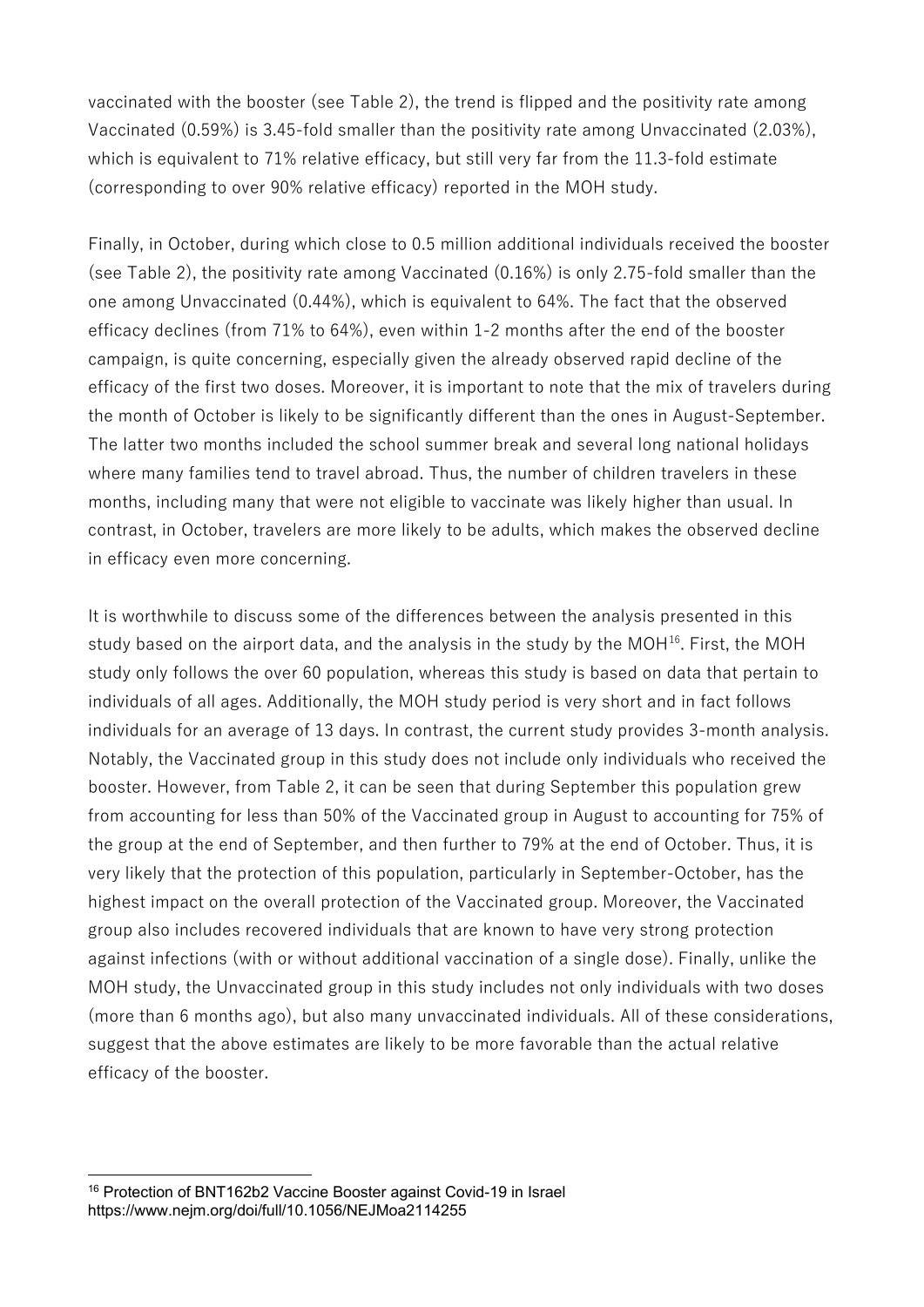vaccinated with the booster (see Table 2), the trend is flipped and the positivity rate among Vaccinated (0.59%) is 3.45-fold smaller than the positivity rate among Unvaccinated (2.03%), which is equivalent to 71% relative efficacy, but still very far from the 11.3-fold estimate (corresponding to over 90% relative efficacy) reported in the MOH study.

Finally, in October, during which close to 0.5 million additional individuals received the booster (see Table 2), the positivity rate among Vaccinated (0.16%) is only 2.75-fold smaller than the one among Unvaccinated (0.44%), which is equivalent to 64%. The fact that the observed efficacy declines (from 71% to 64%), even within 1-2 months after the end of the booster campaign, is quite concerning, especially given the already observed rapid decline of the efficacy of the first two doses. Moreover, it is important to note that the mix of travelers during the month of October is likely to be significantly different than the ones in August-September. The latter two months included the school summer break and several long national holidays where many families tend to travel abroad. Thus, the number of children travelers in these months, including many that were not eligible to vaccinate was likely higher than usual. In contrast, in October, travelers are more likely to be adults, which makes the observed decline in efficacy even more concerning.

It is worthwhile to discuss some of the differences between the analysis presented in this study based on the airport data, and the analysis in the study by the MOH[16]. First, the MOH study only follows the over 60 population, whereas this study is based on data that pertain to individuals of all ages. Additionally, the MOH study period is very short and in fact follows individuals for an average of 13 days. In contrast, the current study provides 3-month analysis. Notably, the Vaccinated group in this study does not include only individuals who received the booster. However, from Table 2, it can be seen that during September this population grew from accounting for less than 50% of the Vaccinated group in August to accounting for 75% of the group at the end of September, and then further to 79% at the end of October. Thus, it is very likely that the protection of this population, particularly in September-October, has the highest impact on the overall protection of the Vaccinated group. Moreover, the Vaccinated group also includes recovered individuals that are known to have very strong protection against infections (with or without additional vaccination of a single dose). Finally, unlike the MOH study, the Unvaccinated group in this study includes not only individuals with two doses (more than 6 months ago), but also many unvaccinated individuals. All of these considerations, suggest that the above estimates are likely to be more favorable than the actual relative efficacy of the booster.

[16] Protection of BNT162b2 Vaccine Booster against Covid-19 in Israel https://www.nejm.org/doi/full/10.1056/NEJMoa2114255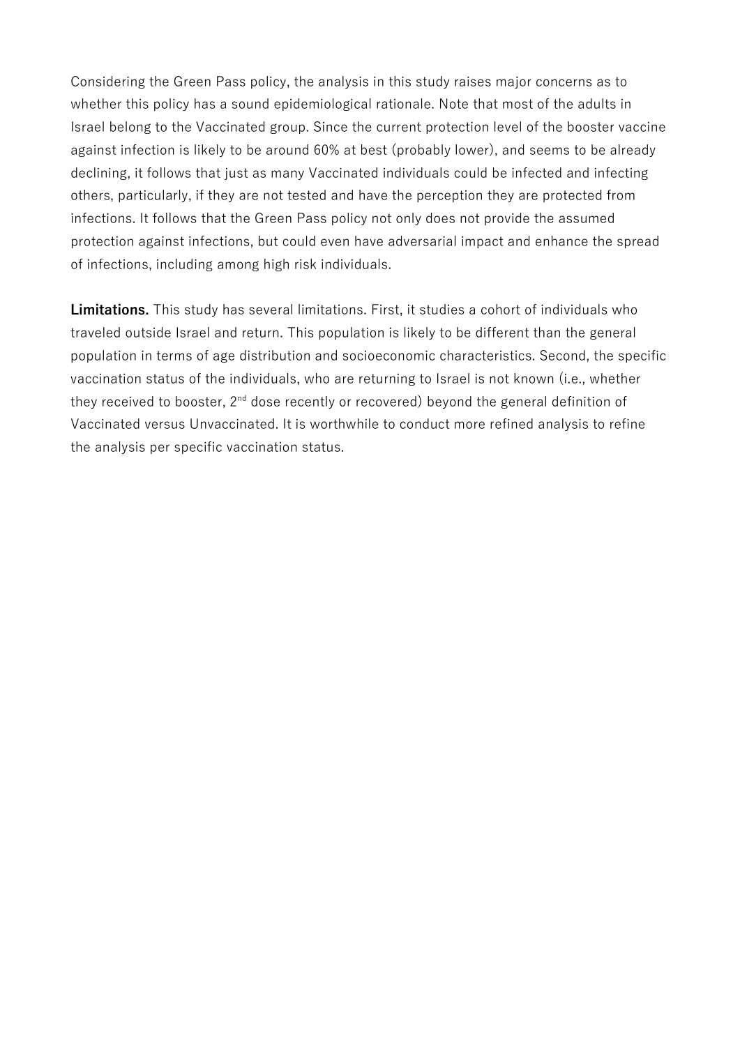Considering the Green Pass policy, the analysis in this study raises major concerns as to whether this policy has a sound epidemiological rationale. Note that most of the adults in Israel belong to the Vaccinated group. Since the current protection level of the booster vaccine against infection is likely to be around 60% at best (probably lower), and seems to be already declining, it follows that just as many Vaccinated individuals could be infected and infecting others, particularly, if they are not tested and have the perception they are protected from infections. It follows that the Green Pass policy not only does not provide the assumed protection against infections, but could even have adversarial impact and enhance the spread of infections, including among high risk individuals.

**Limitations.** This study has several limitations. First, it studies a cohort of individuals who traveled outside Israel and return. This population is likely to be different than the general population in terms of age distribution and socioeconomic characteristics. Second, the specific vaccination status of the individuals, who are returning to Israel is not known (i.e., whether they received to booster, 2nd dose recently or recovered) beyond the general definition of Vaccinated versus Unvaccinated. It is worthwhile to conduct more refined analysis to refine the analysis per specific vaccination status.